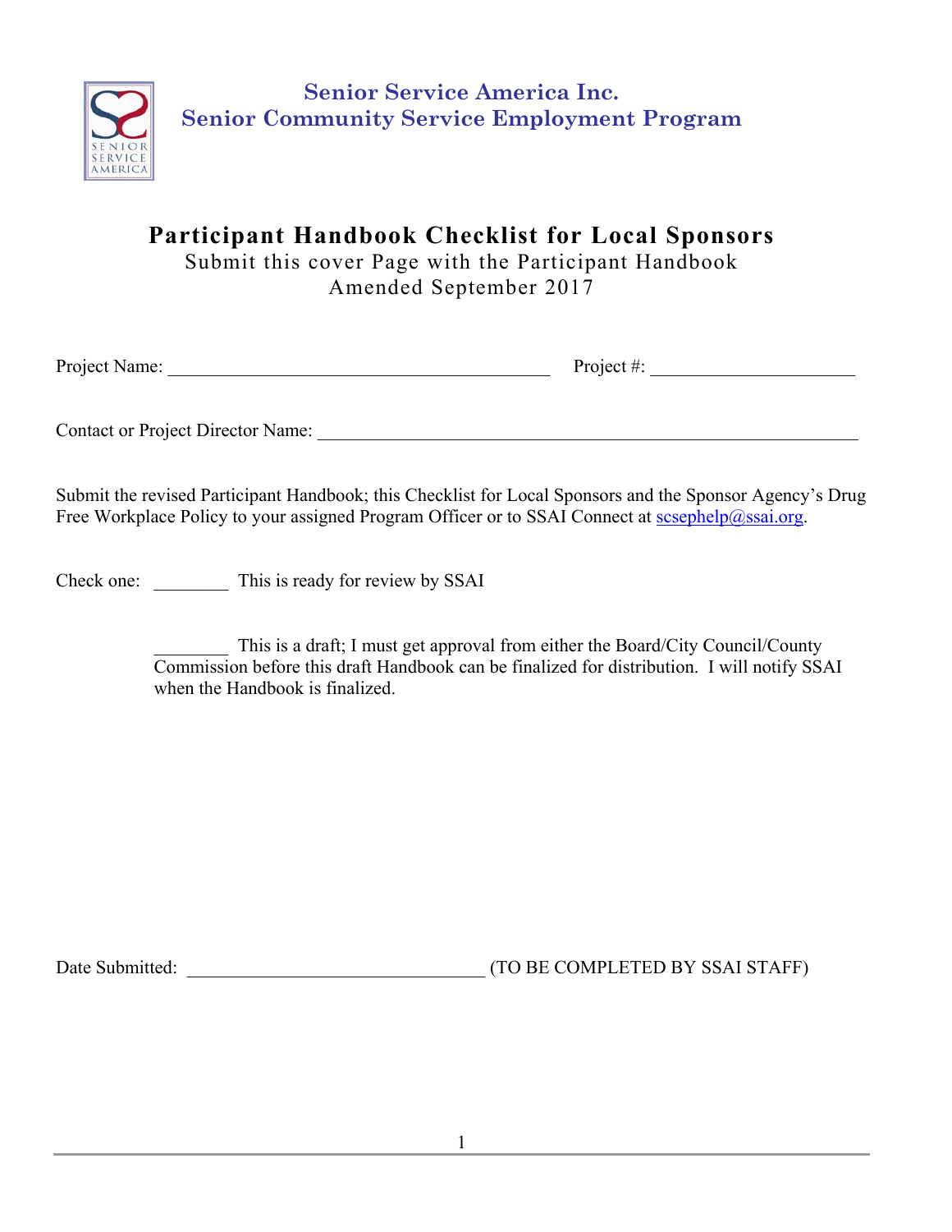# Senior Service America Inc.
# Senior Community Service Employment Program

## Participant Handbook Checklist for Local Sponsors

Submit this cover Page with the Participant Handbook

Amended September 2017

Project Name: ___________________________________________ Project #: ______________________

Contact or Project Director Name: ____________________________________________________________

Submit the revised Participant Handbook; this Checklist for Local Sponsors and the Sponsor Agency's Drug Free Workplace Policy to your assigned Program Officer or to SSAI Connect at scsephelp@ssai.org.

Check one: ________ This is ready for review by SSAI

________ This is a draft; I must get approval from either the Board/City Council/County Commission before this draft Handbook can be finalized for distribution. I will notify SSAI when the Handbook is finalized.

Date Submitted: _________________________________ (TO BE COMPLETED BY SSAI STAFF)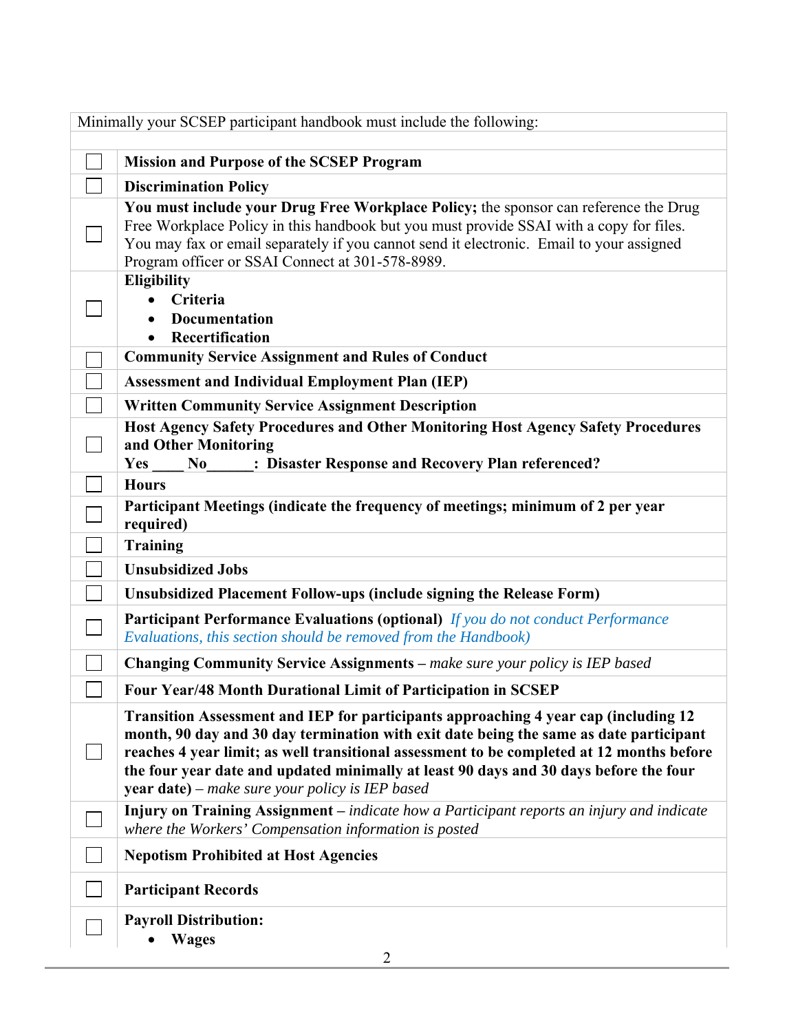| Minimally your SCSEP participant handbook must include the following: | |
|---|---|
| | |
| ☐ | **Mission and Purpose of the SCSEP Program** |
| ☐ | **Discrimination Policy** |
| ☐ | **You must include your Drug Free Workplace Policy;** the sponsor can reference the Drug Free Workplace Policy in this handbook but you must provide SSAI with a copy for files. You may fax or email separately if you cannot send it electronic. Email to your assigned Program officer or SSAI Connect at 301-578-8989. |
| ☐ | **Eligibility**<br>• **Criteria**<br>• **Documentation**<br>• **Recertification** |
| ☐ | **Community Service Assignment and Rules of Conduct** |
| ☐ | **Assessment and Individual Employment Plan (IEP)** |
| ☐ | **Written Community Service Assignment Description** |
| ☐ | **Host Agency Safety Procedures and Other Monitoring Host Agency Safety Procedures and Other Monitoring**<br>**Yes ____ No______: Disaster Response and Recovery Plan referenced?** |
| ☐ | **Hours** |
| ☐ | **Participant Meetings (indicate the frequency of meetings; minimum of 2 per year required)** |
| ☐ | **Training** |
| ☐ | **Unsubsidized Jobs** |
| ☐ | **Unsubsidized Placement Follow-ups (include signing the Release Form)** |
| ☐ | **Participant Performance Evaluations (optional)** *If you do not conduct Performance Evaluations, this section should be removed from the Handbook)* |
| ☐ | **Changing Community Service Assignments** – *make sure your policy is IEP based* |
| ☐ | **Four Year/48 Month Durational Limit of Participation in SCSEP** |
| ☐ | **Transition Assessment and IEP for participants approaching 4 year cap (including 12 month, 90 day and 30 day termination with exit date being the same as date participant reaches 4 year limit; as well transitional assessment to be completed at 12 months before the four year date and updated minimally at least 90 days and 30 days before the four year date)** – *make sure your policy is IEP based* |
| ☐ | **Injury on Training Assignment** – *indicate how a Participant reports an injury and indicate where the Workers' Compensation information is posted* |
| ☐ | **Nepotism Prohibited at Host Agencies** |
| ☐ | **Participant Records** |
| ☐ | **Payroll Distribution:**<br>• **Wages** |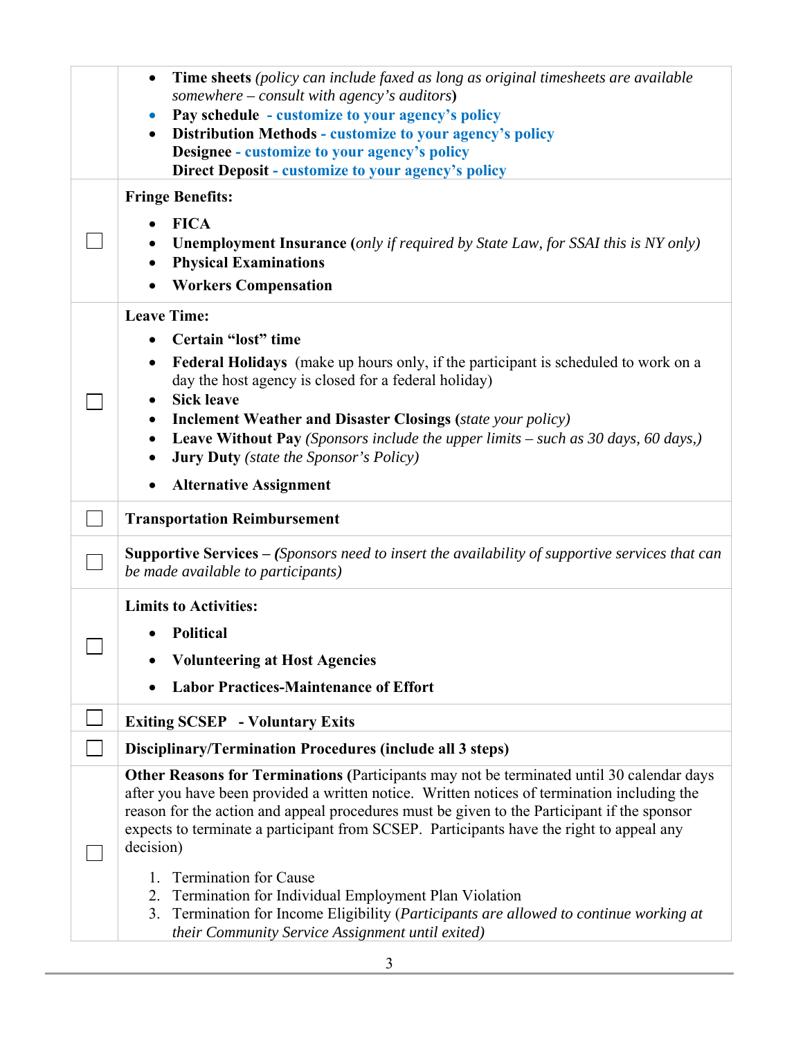| | |
|---|---|
| | • **Time sheets** *(policy can include faxed as long as original timesheets are available somewhere – consult with agency's auditors)*<br>• **Pay schedule** **- customize to your agency's policy**<br>• **Distribution Methods** **- customize to your agency's policy**<br>**Designee** **- customize to your agency's policy**<br>**Direct Deposit** **- customize to your agency's policy** |
| ☐ | **Fringe Benefits:**<br>• **FICA**<br>• **Unemployment Insurance (***only if required by State Law, for SSAI this is NY only)*<br>• **Physical Examinations**<br>• **Workers Compensation** |
| ☐ | **Leave Time:**<br>• **Certain "lost" time**<br>• **Federal Holidays** (make up hours only, if the participant is scheduled to work on a day the host agency is closed for a federal holiday)<br>• **Sick leave**<br>• **Inclement Weather and Disaster Closings (***state your policy)*<br>• **Leave Without Pay** *(Sponsors include the upper limits – such as 30 days, 60 days,)*<br>• **Jury Duty** *(state the Sponsor's Policy)*<br>• **Alternative Assignment** |
| ☐ | **Transportation Reimbursement** |
| ☐ | **Supportive Services – (***Sponsors need to insert the availability of supportive services that can be made available to participants)* |
| ☐ | **Limits to Activities:**<br>• **Political**<br>• **Volunteering at Host Agencies**<br>• **Labor Practices-Maintenance of Effort** |
| ☐ | **Exiting SCSEP - Voluntary Exits** |
| ☐ | **Disciplinary/Termination Procedures (include all 3 steps)** |
| ☐ | **Other Reasons for Terminations (**Participants may not be terminated until 30 calendar days after you have been provided a written notice. Written notices of termination including the reason for the action and appeal procedures must be given to the Participant if the sponsor expects to terminate a participant from SCSEP. Participants have the right to appeal any decision)<br>1. Termination for Cause<br>2. Termination for Individual Employment Plan Violation<br>3. Termination for Income Eligibility (*Participants are allowed to continue working at their Community Service Assignment until exited)* |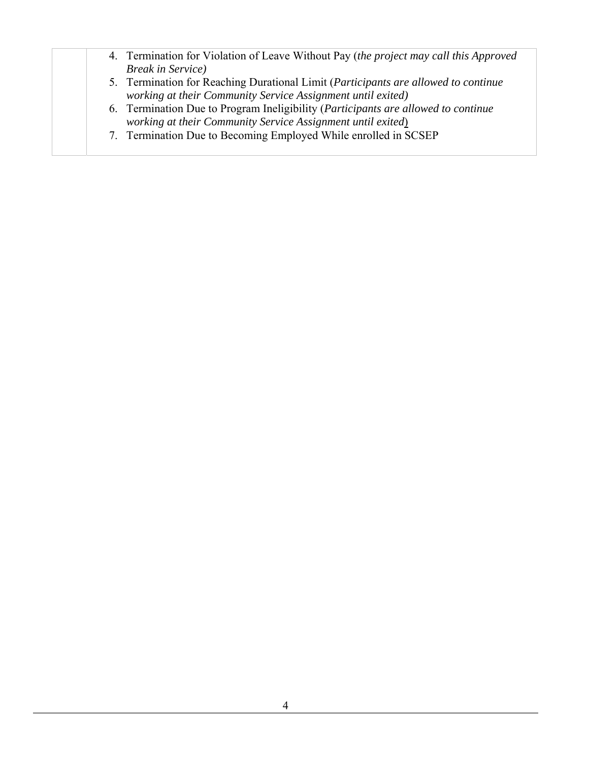|  | 4. Termination for Violation of Leave Without Pay (*the project may call this Approved Break in Service)*<br>5. Termination for Reaching Durational Limit (*Participants are allowed to continue working at their Community Service Assignment until exited)*<br>6. Termination Due to Program Ineligibility (*Participants are allowed to continue working at their Community Service Assignment until exited*)<br>7. Termination Due to Becoming Employed While enrolled in SCSEP |
|---|---|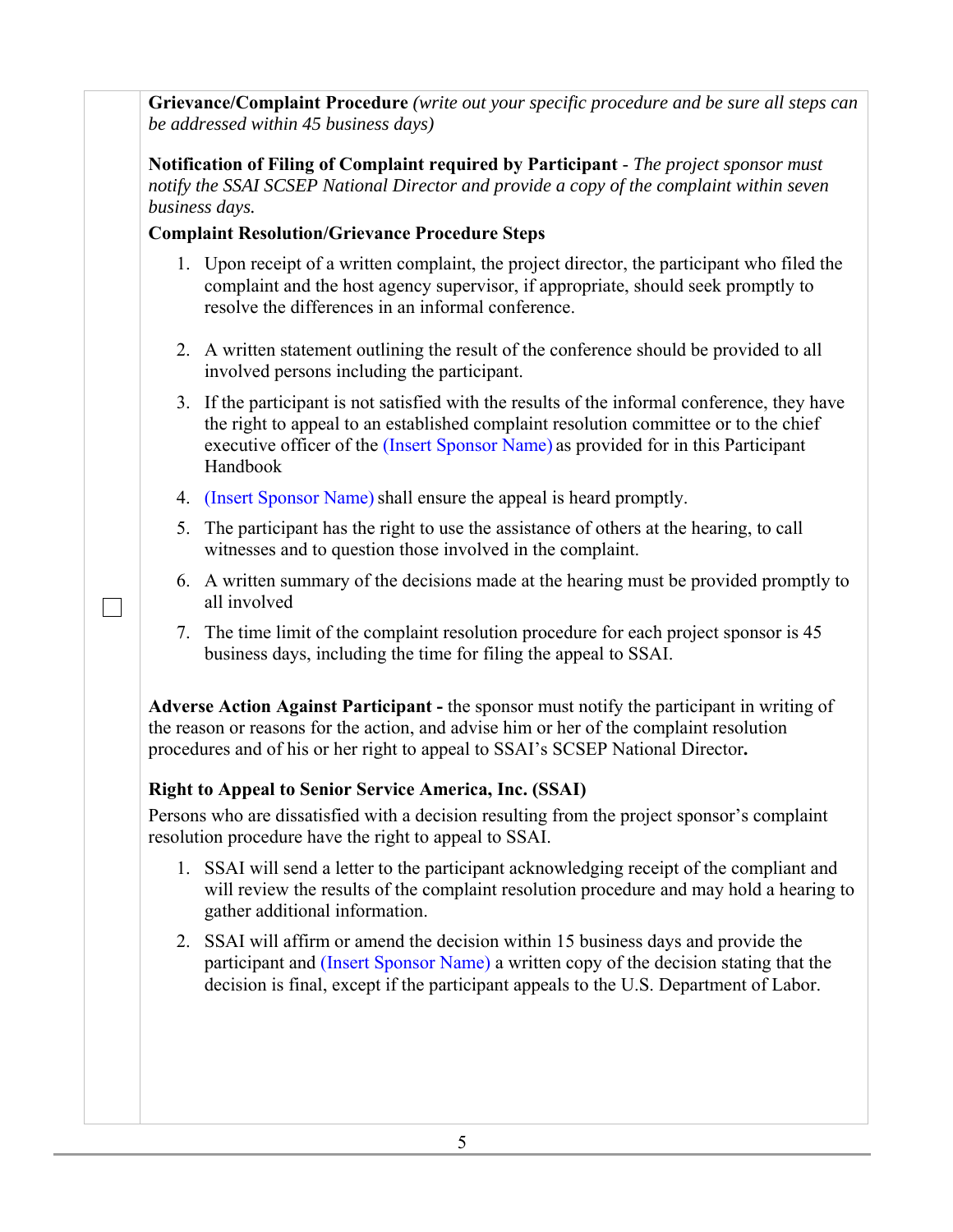☐

**Grievance/Complaint Procedure** *(write out your specific procedure and be sure all steps can be addressed within 45 business days)*

**Notification of Filing of Complaint required by Participant** - *The project sponsor must notify the SSAI SCSEP National Director and provide a copy of the complaint within seven business days.*

**Complaint Resolution/Grievance Procedure Steps**

1. Upon receipt of a written complaint, the project director, the participant who filed the complaint and the host agency supervisor, if appropriate, should seek promptly to resolve the differences in an informal conference.
2. A written statement outlining the result of the conference should be provided to all involved persons including the participant.
3. If the participant is not satisfied with the results of the informal conference, they have the right to appeal to an established complaint resolution committee or to the chief executive officer of the (Insert Sponsor Name) as provided for in this Participant Handbook
4. (Insert Sponsor Name) shall ensure the appeal is heard promptly.
5. The participant has the right to use the assistance of others at the hearing, to call witnesses and to question those involved in the complaint.
6. A written summary of the decisions made at the hearing must be provided promptly to all involved
7. The time limit of the complaint resolution procedure for each project sponsor is 45 business days, including the time for filing the appeal to SSAI.

**Adverse Action Against Participant -** the sponsor must notify the participant in writing of the reason or reasons for the action, and advise him or her of the complaint resolution procedures and of his or her right to appeal to SSAI's SCSEP National Director**.**

**Right to Appeal to Senior Service America, Inc. (SSAI)**

Persons who are dissatisfied with a decision resulting from the project sponsor's complaint resolution procedure have the right to appeal to SSAI.

1. SSAI will send a letter to the participant acknowledging receipt of the compliant and will review the results of the complaint resolution procedure and may hold a hearing to gather additional information.
2. SSAI will affirm or amend the decision within 15 business days and provide the participant and (Insert Sponsor Name) a written copy of the decision stating that the decision is final, except if the participant appeals to the U.S. Department of Labor.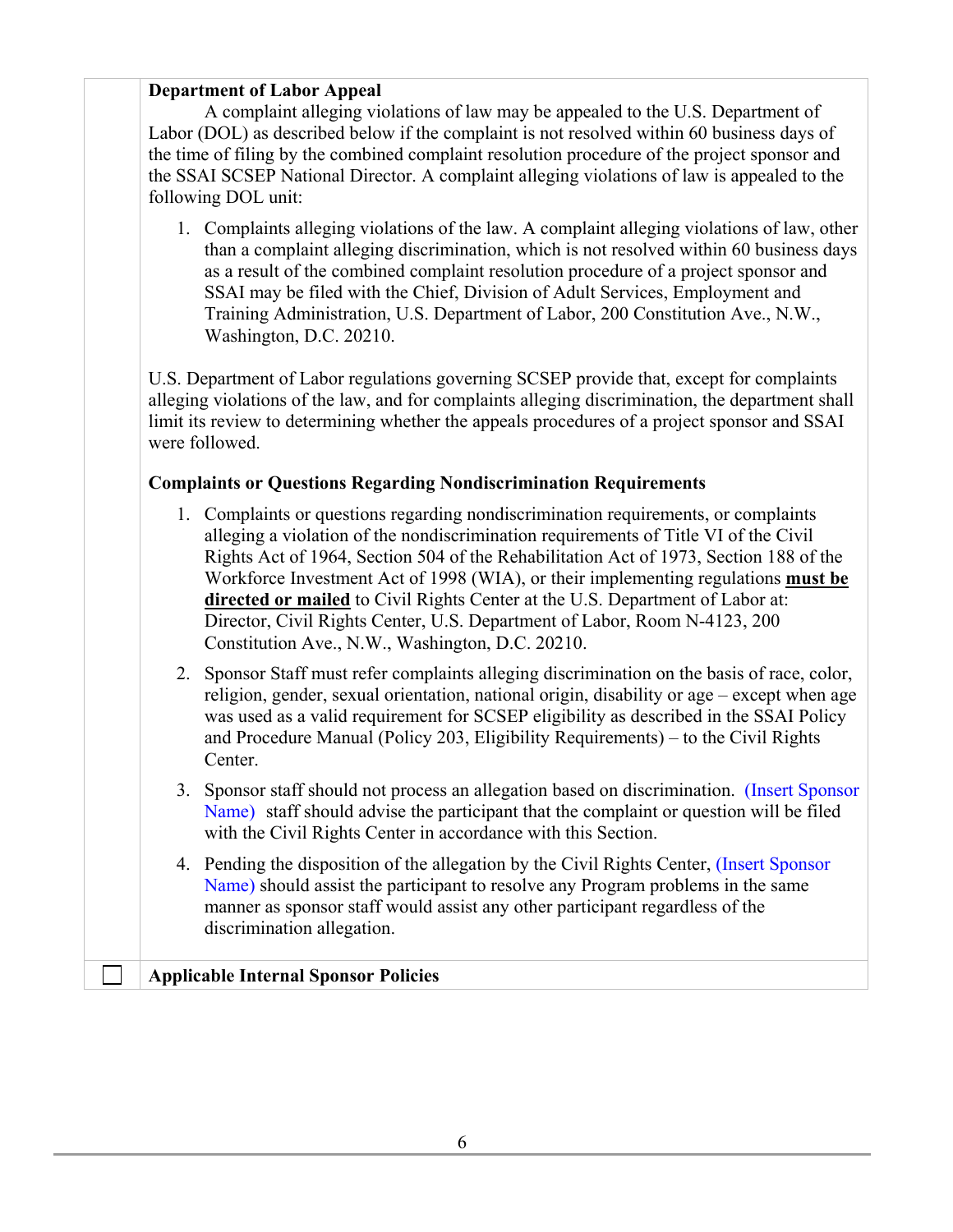**Department of Labor Appeal**

A complaint alleging violations of law may be appealed to the U.S. Department of Labor (DOL) as described below if the complaint is not resolved within 60 business days of the time of filing by the combined complaint resolution procedure of the project sponsor and the SSAI SCSEP National Director. A complaint alleging violations of law is appealed to the following DOL unit:

1. Complaints alleging violations of the law. A complaint alleging violations of law, other than a complaint alleging discrimination, which is not resolved within 60 business days as a result of the combined complaint resolution procedure of a project sponsor and SSAI may be filed with the Chief, Division of Adult Services, Employment and Training Administration, U.S. Department of Labor, 200 Constitution Ave., N.W., Washington, D.C. 20210.

U.S. Department of Labor regulations governing SCSEP provide that, except for complaints alleging violations of the law, and for complaints alleging discrimination, the department shall limit its review to determining whether the appeals procedures of a project sponsor and SSAI were followed.

**Complaints or Questions Regarding Nondiscrimination Requirements**

1. Complaints or questions regarding nondiscrimination requirements, or complaints alleging a violation of the nondiscrimination requirements of Title VI of the Civil Rights Act of 1964, Section 504 of the Rehabilitation Act of 1973, Section 188 of the Workforce Investment Act of 1998 (WIA), or their implementing regulations ***must be directed or mailed*** to Civil Rights Center at the U.S. Department of Labor at: Director, Civil Rights Center, U.S. Department of Labor, Room N-4123, 200 Constitution Ave., N.W., Washington, D.C. 20210.
2. Sponsor Staff must refer complaints alleging discrimination on the basis of race, color, religion, gender, sexual orientation, national origin, disability or age – except when age was used as a valid requirement for SCSEP eligibility as described in the SSAI Policy and Procedure Manual (Policy 203, Eligibility Requirements) – to the Civil Rights Center.
3. Sponsor staff should not process an allegation based on discrimination. (Insert Sponsor Name) staff should advise the participant that the complaint or question will be filed with the Civil Rights Center in accordance with this Section.
4. Pending the disposition of the allegation by the Civil Rights Center, (Insert Sponsor Name) should assist the participant to resolve any Program problems in the same manner as sponsor staff would assist any other participant regardless of the discrimination allegation.

☐ **Applicable Internal Sponsor Policies**